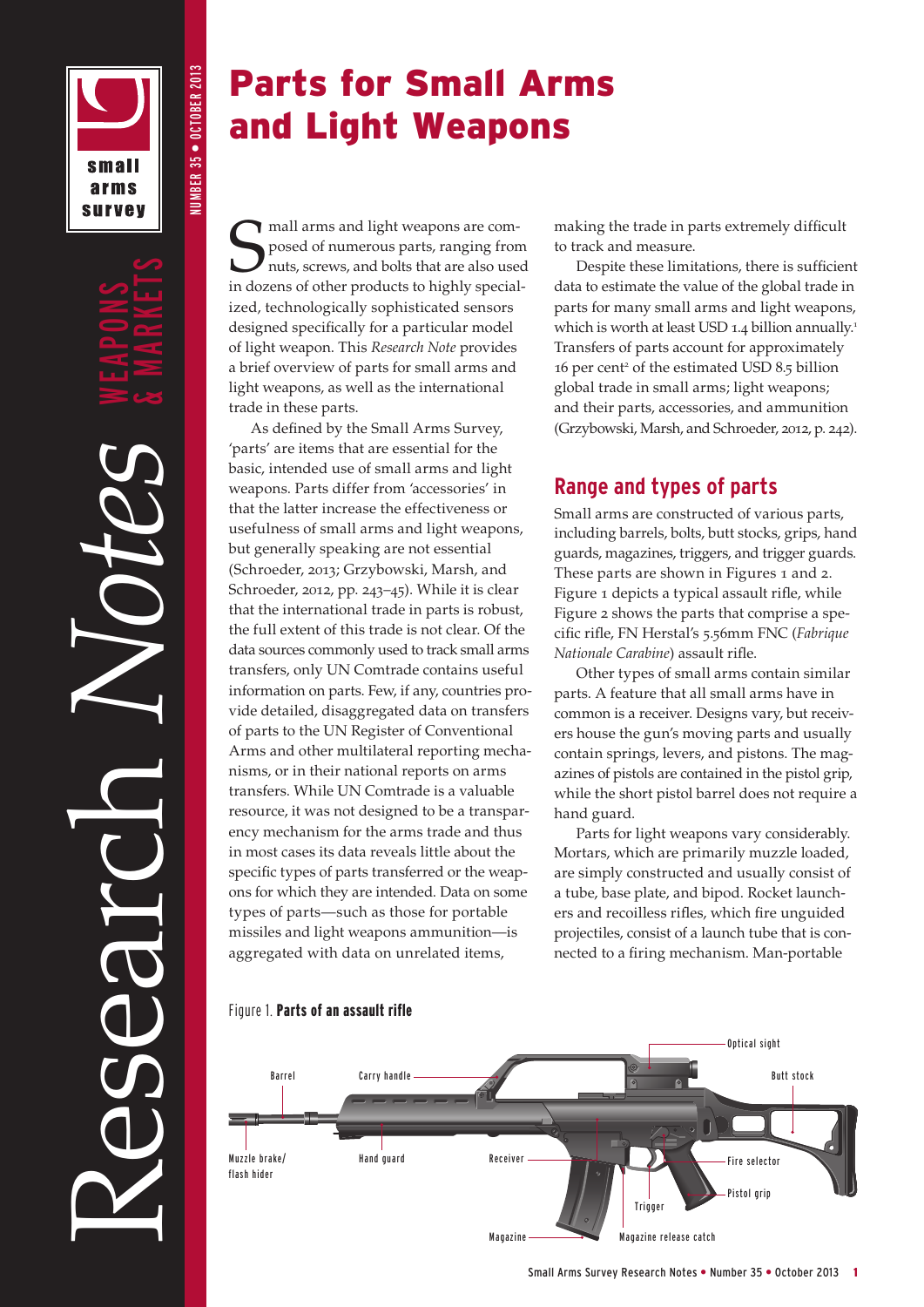# Parts for Small Arms and Light Weapons

Small arms and light weapons are composed of numerous parts, ranging from nuts, screws, and bolts that are also used in dozens of other products to highly specialized, technologically sophisticated sensors designed specifically for a particular model of light weapon. This *Research Note* provides a brief overview of parts for small arms and light weapons, as well as the international trade in these parts.

As defined by the Small Arms Survey, 'parts' are items that are essential for the basic, intended use of small arms and light weapons. Parts differ from 'accessories' in that the latter increase the effectiveness or usefulness of small arms and light weapons, but generally speaking are not essential (Schroeder, 2013; Grzybowski, Marsh, and Schroeder, 2012, pp. 243–45). While it is clear that the international trade in parts is robust, the full extent of this trade is not clear. Of the data sources commonly used to track small arms transfers, only UN Comtrade contains useful information on parts. Few, if any, countries provide detailed, disaggregated data on transfers of parts to the UN Register of Conventional Arms and other multilateral reporting mechanisms, or in their national reports on arms transfers. While UN Comtrade is a valuable resource, it was not designed to be a transparency mechanism for the arms trade and thus in most cases its data reveals little about the specific types of parts transferred or the weapons for which they are intended. Data on some types of parts—such as those for portable missiles and light weapons ammunition—is aggregated with data on unrelated items, making the trade in parts extremely difficult to track and measure.

Despite these limitations, there is sufficient data to estimate the value of the global trade in parts for many small arms and light weapons, which is worth at least USD 1.4 billion annually.[1] Transfers of parts account for approximately 16 per cent[2] of the estimated USD 8.5 billion global trade in small arms; light weapons; and their parts, accessories, and ammunition (Grzybowski, Marsh, and Schroeder, 2012, p. 242).

## Range and types of parts

Small arms are constructed of various parts, including barrels, bolts, butt stocks, grips, hand guards, magazines, triggers, and trigger guards. These parts are shown in Figures 1 and 2. Figure 1 depicts a typical assault rifle, while Figure 2 shows the parts that comprise a specific rifle, FN Herstal's 5.56mm FNC (*Fabrique Nationale Carabine*) assault rifle.

Other types of small arms contain similar parts. A feature that all small arms have in common is a receiver. Designs vary, but receivers house the gun's moving parts and usually contain springs, levers, and pistons. The magazines of pistols are contained in the pistol grip, while the short pistol barrel does not require a hand guard.

Parts for light weapons vary considerably. Mortars, which are primarily muzzle loaded, are simply constructed and usually consist of a tube, base plate, and bipod. Rocket launchers and recoilless rifles, which fire unguided projectiles, consist of a launch tube that is connected to a firing mechanism. Man-portable

Figure 1. **Parts of an assault rifle**

Barrel
Carry handle
Optical sight
Butt stock
Muzzle brake/ flash hider
Hand guard
Receiver
Fire selector
Pistol grip
Trigger
Magazine
Magazine release catch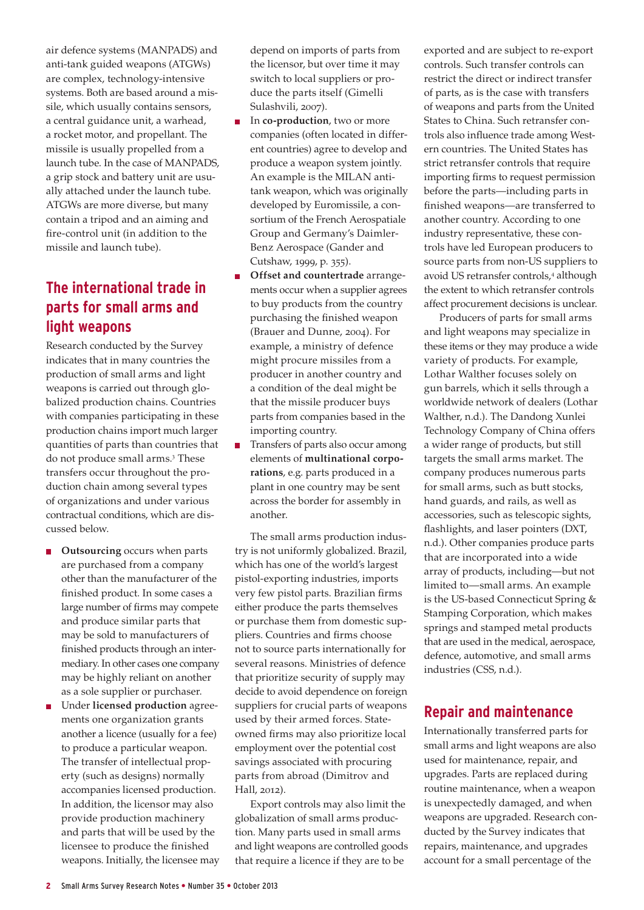air defence systems (MANPADS) and anti-tank guided weapons (ATGWs) are complex, technology-intensive systems. Both are based around a missile, which usually contains sensors, a central guidance unit, a warhead, a rocket motor, and propellant. The missile is usually propelled from a launch tube. In the case of MANPADS, a grip stock and battery unit are usually attached under the launch tube. ATGWs are more diverse, but many contain a tripod and an aiming and fire-control unit (in addition to the missile and launch tube).

## The international trade in parts for small arms and light weapons

Research conducted by the Survey indicates that in many countries the production of small arms and light weapons is carried out through globalized production chains. Countries with companies participating in these production chains import much larger quantities of parts than countries that do not produce small arms.[3] These transfers occur throughout the production chain among several types of organizations and under various contractual conditions, which are discussed below.

- **Outsourcing** occurs when parts are purchased from a company other than the manufacturer of the finished product. In some cases a large number of firms may compete and produce similar parts that may be sold to manufacturers of finished products through an intermediary. In other cases one company may be highly reliant on another as a sole supplier or purchaser.
- Under **licensed production** agreements one organization grants another a licence (usually for a fee) to produce a particular weapon. The transfer of intellectual property (such as designs) normally accompanies licensed production. In addition, the licensor may also provide production machinery and parts that will be used by the licensee to produce the finished weapons. Initially, the licensee may depend on imports of parts from the licensor, but over time it may switch to local suppliers or produce the parts itself (Gimelli Sulashvili, 2007).
- In **co-production**, two or more companies (often located in different countries) agree to develop and produce a weapon system jointly. An example is the MILAN anti-tank weapon, which was originally developed by Euromissile, a consortium of the French Aerospatiale Group and Germany's Daimler-Benz Aerospace (Gander and Cutshaw, 1999, p. 355).
- **Offset and countertrade** arrangements occur when a supplier agrees to buy products from the country purchasing the finished weapon (Brauer and Dunne, 2004). For example, a ministry of defence might procure missiles from a producer in another country and a condition of the deal might be that the missile producer buys parts from companies based in the importing country.
- Transfers of parts also occur among elements of **multinational corporations**, e.g. parts produced in a plant in one country may be sent across the border for assembly in another.

The small arms production industry is not uniformly globalized. Brazil, which has one of the world's largest pistol-exporting industries, imports very few pistol parts. Brazilian firms either produce the parts themselves or purchase them from domestic suppliers. Countries and firms choose not to source parts internationally for several reasons. Ministries of defence that prioritize security of supply may decide to avoid dependence on foreign suppliers for crucial parts of weapons used by their armed forces. State-owned firms may also prioritize local employment over the potential cost savings associated with procuring parts from abroad (Dimitrov and Hall, 2012).

Export controls may also limit the globalization of small arms production. Many parts used in small arms and light weapons are controlled goods that require a licence if they are to be exported and are subject to re-export controls. Such transfer controls can restrict the direct or indirect transfer of parts, as is the case with transfers of weapons and parts from the United States to China. Such retransfer controls also influence trade among Western countries. The United States has strict retransfer controls that require importing firms to request permission before the parts—including parts in finished weapons—are transferred to another country. According to one industry representative, these controls have led European producers to source parts from non-US suppliers to avoid US retransfer controls,[4] although the extent to which retransfer controls affect procurement decisions is unclear.

Producers of parts for small arms and light weapons may specialize in these items or they may produce a wide variety of products. For example, Lothar Walther focuses solely on gun barrels, which it sells through a worldwide network of dealers (Lothar Walther, n.d.). The Dandong Xunlei Technology Company of China offers a wider range of products, but still targets the small arms market. The company produces numerous parts for small arms, such as butt stocks, hand guards, and rails, as well as accessories, such as telescopic sights, flashlights, and laser pointers (DXT, n.d.). Other companies produce parts that are incorporated into a wide array of products, including—but not limited to—small arms. An example is the US-based Connecticut Spring & Stamping Corporation, which makes springs and stamped metal products that are used in the medical, aerospace, defence, automotive, and small arms industries (CSS, n.d.).

## Repair and maintenance

Internationally transferred parts for small arms and light weapons are also used for maintenance, repair, and upgrades. Parts are replaced during routine maintenance, when a weapon is unexpectedly damaged, and when weapons are upgraded. Research conducted by the Survey indicates that repairs, maintenance, and upgrades account for a small percentage of the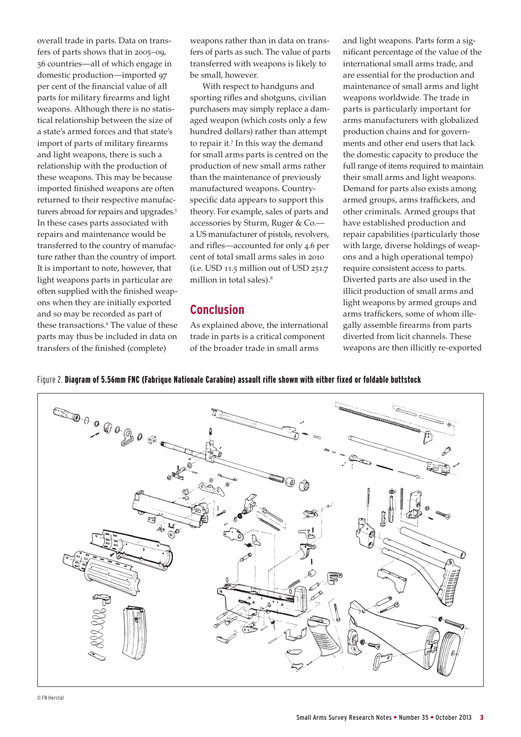overall trade in parts. Data on transfers of parts shows that in 2005–09, 56 countries—all of which engage in domestic production—imported 97 per cent of the financial value of all parts for military firearms and light weapons. Although there is no statistical relationship between the size of a state's armed forces and that state's import of parts of military firearms and light weapons, there is such a relationship with the production of these weapons. This may be because imported finished weapons are often returned to their respective manufacturers abroad for repairs and upgrades.[5] In these cases parts associated with repairs and maintenance would be transferred to the country of manufacture rather than the country of import. It is important to note, however, that light weapons parts in particular are often supplied with the finished weapons when they are initially exported and so may be recorded as part of these transactions.[6] The value of these parts may thus be included in data on transfers of the finished (complete) weapons rather than in data on transfers of parts as such. The value of parts transferred with weapons is likely to be small, however.

With respect to handguns and sporting rifles and shotguns, civilian purchasers may simply replace a damaged weapon (which costs only a few hundred dollars) rather than attempt to repair it.[7] In this way the demand for small arms parts is centred on the production of new small arms rather than the maintenance of previously manufactured weapons. Country-specific data appears to support this theory. For example, sales of parts and accessories by Sturm, Ruger & Co.—a US manufacturer of pistols, revolvers, and rifles—accounted for only 4.6 per cent of total small arms sales in 2010 (i.e. USD 11.5 million out of USD 251.7 million in total sales).[8]

## Conclusion

As explained above, the international trade in parts is a critical component of the broader trade in small arms and light weapons. Parts form a significant percentage of the value of the international small arms trade, and are essential for the production and maintenance of small arms and light weapons worldwide. The trade in parts is particularly important for arms manufacturers with globalized production chains and for governments and other end users that lack the domestic capacity to produce the full range of items required to maintain their small arms and light weapons. Demand for parts also exists among armed groups, arms traffickers, and other criminals. Armed groups that have established production and repair capabilities (particularly those with large, diverse holdings of weapons and a high operational tempo) require consistent access to parts. Diverted parts are also used in the illicit production of small arms and light weapons by armed groups and arms traffickers, some of whom illegally assemble firearms from parts diverted from licit channels. These weapons are then illicitly re-exported

Figure 2. **Diagram of 5.56mm FNC (Fabrique Nationale Carabine) assault rifle shown with either fixed or foldable buttstock**

© FN Herstal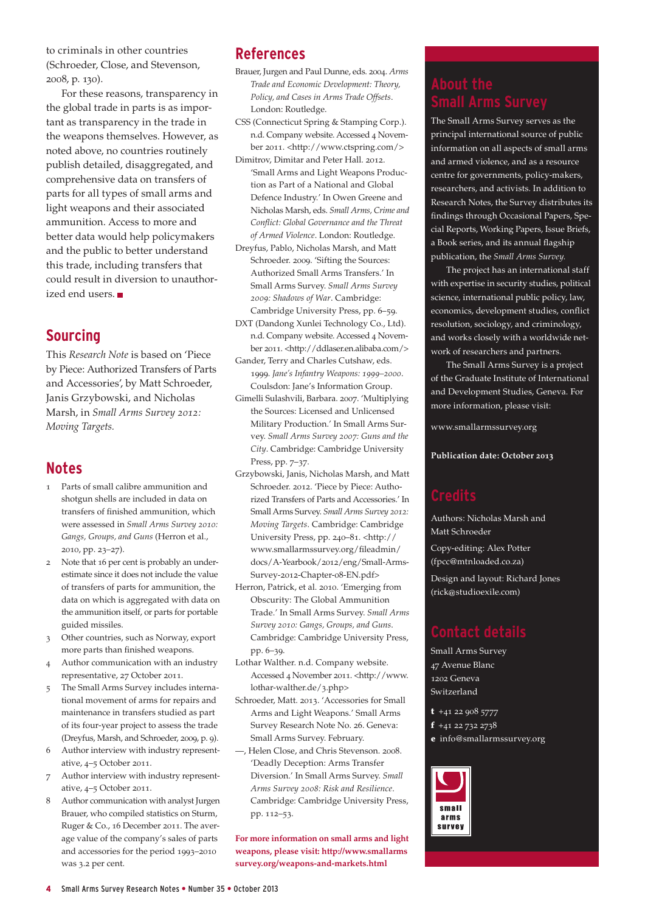to criminals in other countries (Schroeder, Close, and Stevenson, 2008, p. 130).

For these reasons, transparency in the global trade in parts is as important as transparency in the trade in the weapons themselves. However, as noted above, no countries routinely publish detailed, disaggregated, and comprehensive data on transfers of parts for all types of small arms and light weapons and their associated ammunition. Access to more and better data would help policymakers and the public to better understand this trade, including transfers that could result in diversion to unauthorized end users. ■

## Sourcing

This *Research Note* is based on 'Piece by Piece: Authorized Transfers of Parts and Accessories', by Matt Schroeder, Janis Grzybowski, and Nicholas Marsh, in *Small Arms Survey 2012: Moving Targets*.

## Notes

1. Parts of small calibre ammunition and shotgun shells are included in data on transfers of finished ammunition, which were assessed in *Small Arms Survey 2010: Gangs, Groups, and Guns* (Herron et al., 2010, pp. 23–27).
2. Note that 16 per cent is probably an underestimate since it does not include the value of transfers of parts for ammunition, the data on which is aggregated with data on the ammunition itself, or parts for portable guided missiles.
3. Other countries, such as Norway, export more parts than finished weapons.
4. Author communication with an industry representative, 27 October 2011.
5. The Small Arms Survey includes international movement of arms for repairs and maintenance in transfers studied as part of its four-year project to assess the trade (Dreyfus, Marsh, and Schroeder, 2009, p. 9).
6. Author interview with industry representative, 4–5 October 2011.
7. Author interview with industry representative, 4–5 October 2011.
8. Author communication with analyst Jurgen Brauer, who compiled statistics on Sturm, Ruger & Co., 16 December 2011. The average value of the company's sales of parts and accessories for the period 1993–2010 was 3.2 per cent.

## References

Brauer, Jurgen and Paul Dunne, eds. 2004. *Arms Trade and Economic Development: Theory, Policy, and Cases in Arms Trade Offsets*. London: Routledge.

CSS (Connecticut Spring & Stamping Corp.). n.d. Company website. Accessed 4 November 2011. <http://www.ctspring.com/>

Dimitrov, Dimitar and Peter Hall. 2012. 'Small Arms and Light Weapons Production as Part of a National and Global Defence Industry.' In Owen Greene and Nicholas Marsh, eds. *Small Arms, Crime and Conflict: Global Governance and the Threat of Armed Violence*. London: Routledge.

Dreyfus, Pablo, Nicholas Marsh, and Matt Schroeder. 2009. 'Sifting the Sources: Authorized Small Arms Transfers.' In Small Arms Survey. *Small Arms Survey 2009: Shadows of War*. Cambridge: Cambridge University Press, pp. 6–59.

DXT (Dandong Xunlei Technology Co., Ltd). n.d. Company website. Accessed 4 November 2011. <http://ddlaser.en.alibaba.com/>

Gander, Terry and Charles Cutshaw, eds. 1999. *Jane's Infantry Weapons: 1999–2000*. Coulsdon: Jane's Information Group.

Gimelli Sulashvili, Barbara. 2007. 'Multiplying the Sources: Licensed and Unlicensed Military Production.' In Small Arms Survey. *Small Arms Survey 2007: Guns and the City*. Cambridge: Cambridge University Press, pp. 7–37.

Grzybowski, Janis, Nicholas Marsh, and Matt Schroeder. 2012. 'Piece by Piece: Authorized Transfers of Parts and Accessories.' In Small Arms Survey. *Small Arms Survey 2012: Moving Targets*. Cambridge: Cambridge University Press, pp. 240–81. <http://www.smallarmssurvey.org/fileadmin/docs/A-Yearbook/2012/eng/Small-Arms-Survey-2012-Chapter-08-EN.pdf>

Herron, Patrick, et al. 2010. 'Emerging from Obscurity: The Global Ammunition Trade.' In Small Arms Survey. *Small Arms Survey 2010: Gangs, Groups, and Guns*. Cambridge: Cambridge University Press, pp. 6–39.

Lothar Walther. n.d. Company website. Accessed 4 November 2011. <http://www.lothar-walther.de/3.php>

Schroeder, Matt. 2013. 'Accessories for Small Arms and Light Weapons.' Small Arms Survey Research Note No. 26. Geneva: Small Arms Survey. February.

—, Helen Close, and Chris Stevenson. 2008. 'Deadly Deception: Arms Transfer Diversion.' In Small Arms Survey. *Small Arms Survey 2008: Risk and Resilience*. Cambridge: Cambridge University Press, pp. 112–53.

**For more information on small arms and light weapons, please visit: http://www.smallarmssurvey.org/weapons-and-markets.html**

## About the Small Arms Survey

The Small Arms Survey serves as the principal international source of public information on all aspects of small arms and armed violence, and as a resource centre for governments, policy-makers, researchers, and activists. In addition to Research Notes, the Survey distributes its findings through Occasional Papers, Special Reports, Working Papers, Issue Briefs, a Book series, and its annual flagship publication, the *Small Arms Survey*.

The project has an international staff with expertise in security studies, political science, international public policy, law, economics, development studies, conflict resolution, sociology, and criminology, and works closely with a worldwide network of researchers and partners.

The Small Arms Survey is a project of the Graduate Institute of International and Development Studies, Geneva. For more information, please visit:

www.smallarmssurvey.org

**Publication date: October 2013**

## Credits

Authors: Nicholas Marsh and Matt Schroeder

Copy-editing: Alex Potter (fpcc@mtnloaded.co.za)

Design and layout: Richard Jones (rick@studioexile.com)

## Contact details

Small Arms Survey
47 Avenue Blanc
1202 Geneva
Switzerland

**t** +41 22 908 5777
**f** +41 22 732 2738
**e** info@smallarmssurvey.org

small arms survey